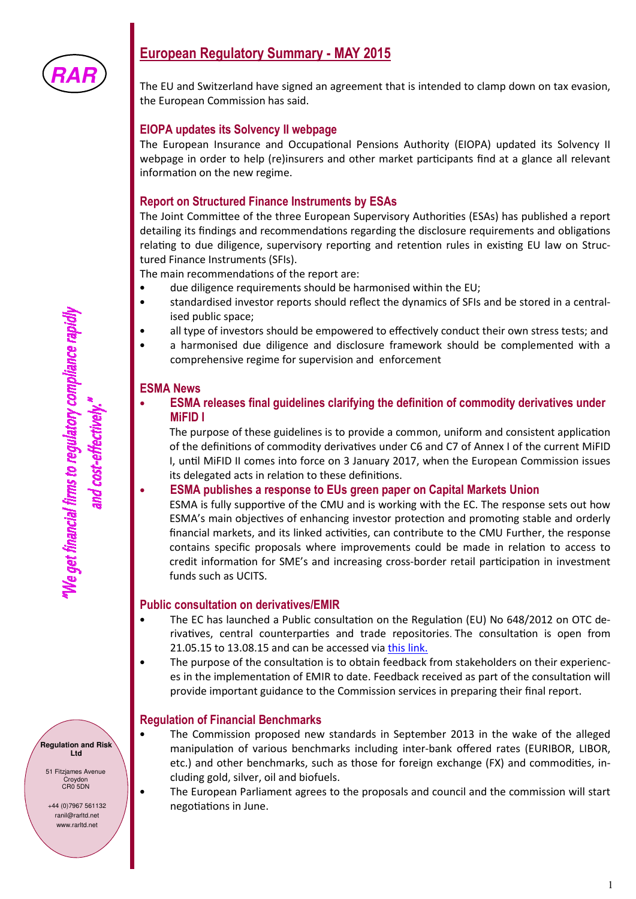RAR

# European Regulatory Summary - MAY 2015

The EU and Switzerland have signed an agreement that is intended to clamp down on tax evasion, the European Commission has said.

## EIOPA updates its Solvency II webpage

The European Insurance and Occupational Pensions Authority (EIOPA) updated its Solvency II webpage in order to help (re)insurers and other market participants find at a glance all relevant information on the new regime.

## Report on Structured Finance Instruments by ESAs

The Joint Committee of the three European Supervisory Authorities (ESAs) has published a report detailing its findings and recommendations regarding the disclosure requirements and obligations relating to due diligence, supervisory reporting and retention rules in existing EU law on Structured Finance Instruments (SFIs).

The main recommendations of the report are:

- due diligence requirements should be harmonised within the EU;
- standardised investor reports should reflect the dynamics of SFIs and be stored in a centralised public space;
- all type of investors should be empowered to effectively conduct their own stress tests; and
- a harmonised due diligence and disclosure framework should be complemented with a comprehensive regime for supervision and enforcement

## ESMA News

- **ESMA releases final guidelines clarifying the definition of commodity derivatives under MiFID I**

  The purpose of these guidelines is to provide a common, uniform and consistent application of the definitions of commodity derivatives under C6 and C7 of Annex I of the current MiFID I, until MiFID II comes into force on 3 January 2017, when the European Commission issues its delegated acts in relation to these definitions.

- **ESMA publishes a response to EUs green paper on Capital Markets Union**

  ESMA is fully supportive of the CMU and is working with the EC. The response sets out how ESMA's main objectives of enhancing investor protection and promoting stable and orderly financial markets, and its linked activities, can contribute to the CMU Further, the response contains specific proposals where improvements could be made in relation to access to credit information for SME's and increasing cross-border retail participation in investment funds such as UCITS.

## Public consultation on derivatives/EMIR

- The EC has launched a Public consultation on the Regulation (EU) No 648/2012 on OTC derivatives, central counterparties and trade repositories. The consultation is open from 21.05.15 to 13.08.15 and can be accessed via this link.
- The purpose of the consultation is to obtain feedback from stakeholders on their experiences in the implementation of EMIR to date. Feedback received as part of the consultation will provide important guidance to the Commission services in preparing their final report.

## Regulation of Financial Benchmarks

- The Commission proposed new standards in September 2013 in the wake of the alleged manipulation of various benchmarks including inter-bank offered rates (EURIBOR, LIBOR, etc.) and other benchmarks, such as those for foreign exchange (FX) and commodities, including gold, silver, oil and biofuels.
- The European Parliament agrees to the proposals and council and the commission will start negotiations in June.

*"We get financial firms to regulatory compliance rapidly and cost-effectively."*

**Regulation and Risk Ltd**

51 Fitzjames Avenue
Croydon
CR0 5DN

+44 (0)7967 561132
ranil@rarltd.net
www.rarltd.net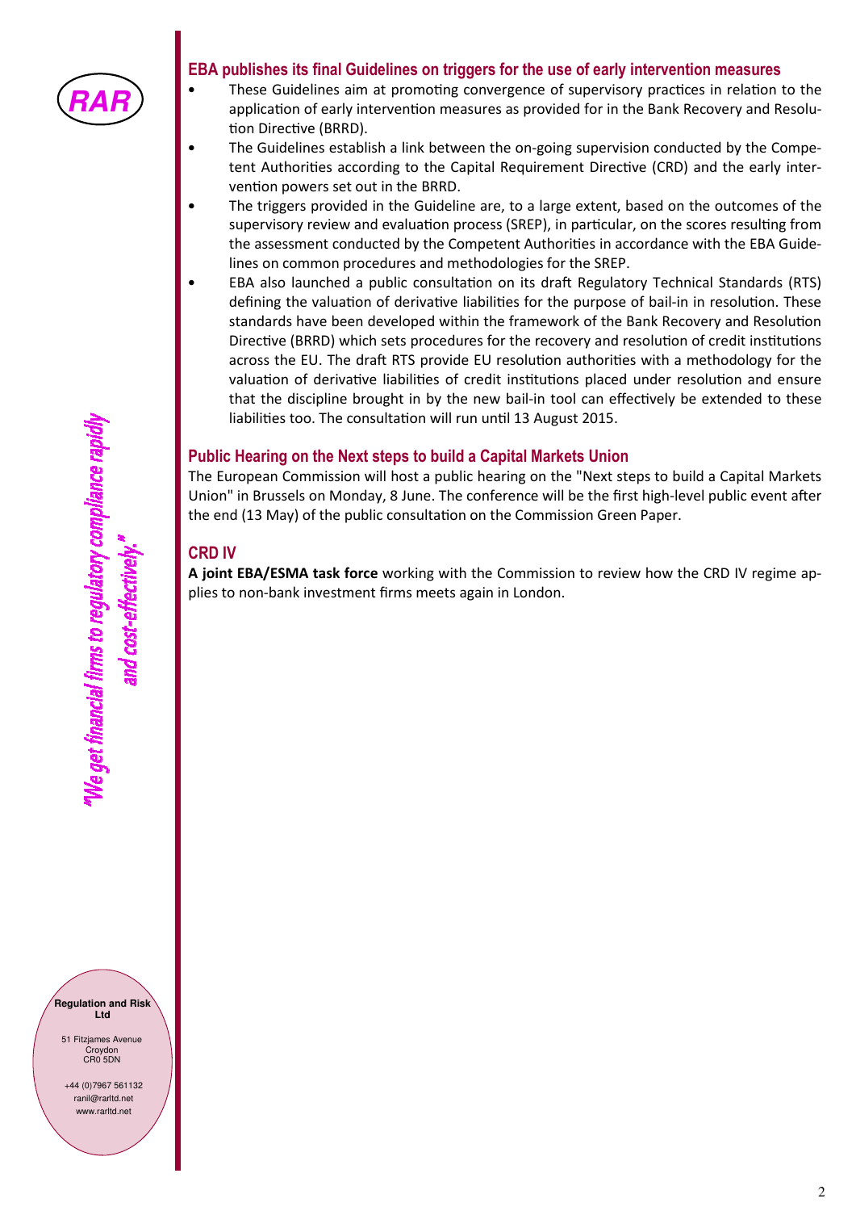## EBA publishes its final Guidelines on triggers for the use of early intervention measures

- These Guidelines aim at promoting convergence of supervisory practices in relation to the application of early intervention measures as provided for in the Bank Recovery and Resolution Directive (BRRD).
- The Guidelines establish a link between the on-going supervision conducted by the Competent Authorities according to the Capital Requirement Directive (CRD) and the early intervention powers set out in the BRRD.
- The triggers provided in the Guideline are, to a large extent, based on the outcomes of the supervisory review and evaluation process (SREP), in particular, on the scores resulting from the assessment conducted by the Competent Authorities in accordance with the EBA Guidelines on common procedures and methodologies for the SREP.
- EBA also launched a public consultation on its draft Regulatory Technical Standards (RTS) defining the valuation of derivative liabilities for the purpose of bail-in in resolution. These standards have been developed within the framework of the Bank Recovery and Resolution Directive (BRRD) which sets procedures for the recovery and resolution of credit institutions across the EU. The draft RTS provide EU resolution authorities with a methodology for the valuation of derivative liabilities of credit institutions placed under resolution and ensure that the discipline brought in by the new bail-in tool can effectively be extended to these liabilities too. The consultation will run until 13 August 2015.

## Public Hearing on the Next steps to build a Capital Markets Union

The European Commission will host a public hearing on the "Next steps to build a Capital Markets Union" in Brussels on Monday, 8 June. The conference will be the first high-level public event after the end (13 May) of the public consultation on the Commission Green Paper.

## CRD IV

**A joint EBA/ESMA task force** working with the Commission to review how the CRD IV regime applies to non-bank investment firms meets again in London.

"We get financial firms to regulatory compliance rapidly and cost-effectively."

**Regulation and Risk Ltd**

51 Fitzjames Avenue
Croydon
CR0 5DN

+44 (0)7967 561132
ranil@rarltd.net
www.rarltd.net